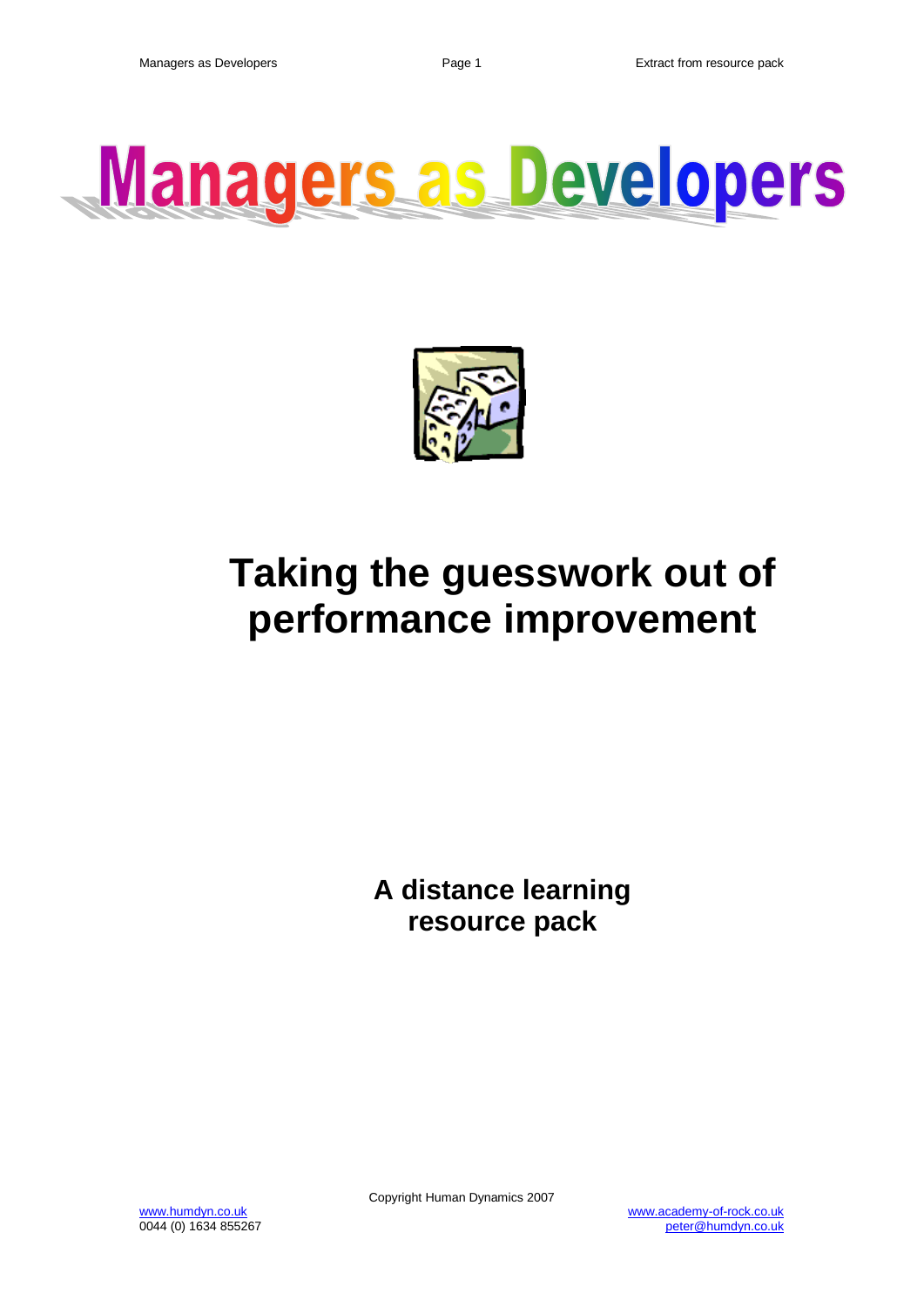# Managers as Developers

# Taking the guesswork out of performance improvement

## A distance learning resource pack

Copyright Human Dynamics 2007

www.humdyn.co.uk
0044 (0) 1634 855267

www.academy-of-rock.co.uk
peter@humdyn.co.uk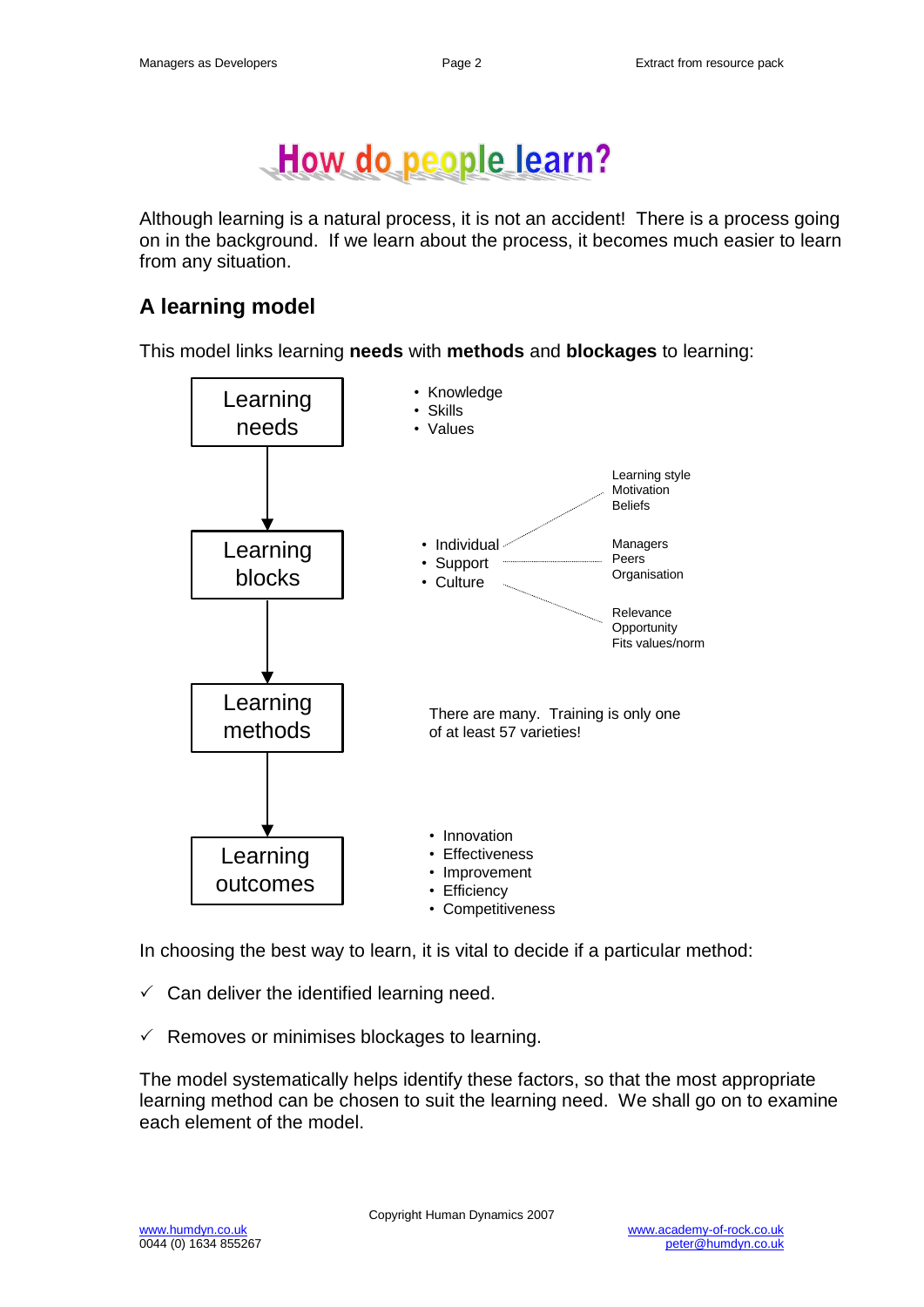# How do people learn?

Although learning is a natural process, it is not an accident! There is a process going on in the background. If we learn about the process, it becomes much easier to learn from any situation.

## A learning model

This model links learning **needs** with **methods** and **blockages** to learning:

**Learning needs**

- Knowledge
- Skills
- Values

↓

**Learning blocks**

- Individual — Learning style, Motivation, Beliefs
- Support — Managers, Peers, Organisation
- Culture — Relevance, Opportunity, Fits values/norm

↓

**Learning methods**

There are many. Training is only one of at least 57 varieties!

↓

**Learning outcomes**

- Innovation
- Effectiveness
- Improvement
- Efficiency
- Competitiveness

In choosing the best way to learn, it is vital to decide if a particular method:

- ✓ Can deliver the identified learning need.
- ✓ Removes or minimises blockages to learning.

The model systematically helps identify these factors, so that the most appropriate learning method can be chosen to suit the learning need. We shall go on to examine each element of the model.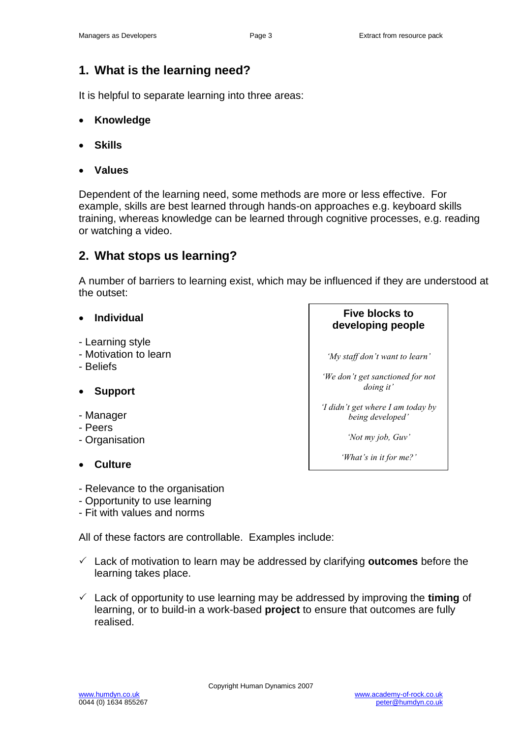## 1. What is the learning need?

It is helpful to separate learning into three areas:

- **Knowledge**
- **Skills**
- **Values**

Dependent of the learning need, some methods are more or less effective. For example, skills are best learned through hands-on approaches e.g. keyboard skills training, whereas knowledge can be learned through cognitive processes, e.g. reading or watching a video.

## 2. What stops us learning?

A number of barriers to learning exist, which may be influenced if they are understood at the outset:

- **Individual**

- Learning style
- Motivation to learn
- Beliefs

- **Support**

- Manager
- Peers
- Organisation

- **Culture**

- Relevance to the organisation
- Opportunity to use learning
- Fit with values and norms

> **Five blocks to developing people**
>
> *'My staff don't want to learn'*
>
> *'We don't get sanctioned for not doing it'*
>
> *'I didn't get where I am today by being developed'*
>
> *'Not my job, Guv'*
>
> *'What's in it for me?'*

All of these factors are controllable. Examples include:

- ✓ Lack of motivation to learn may be addressed by clarifying **outcomes** before the learning takes place.
- ✓ Lack of opportunity to use learning may be addressed by improving the **timing** of learning, or to build-in a work-based **project** to ensure that outcomes are fully realised.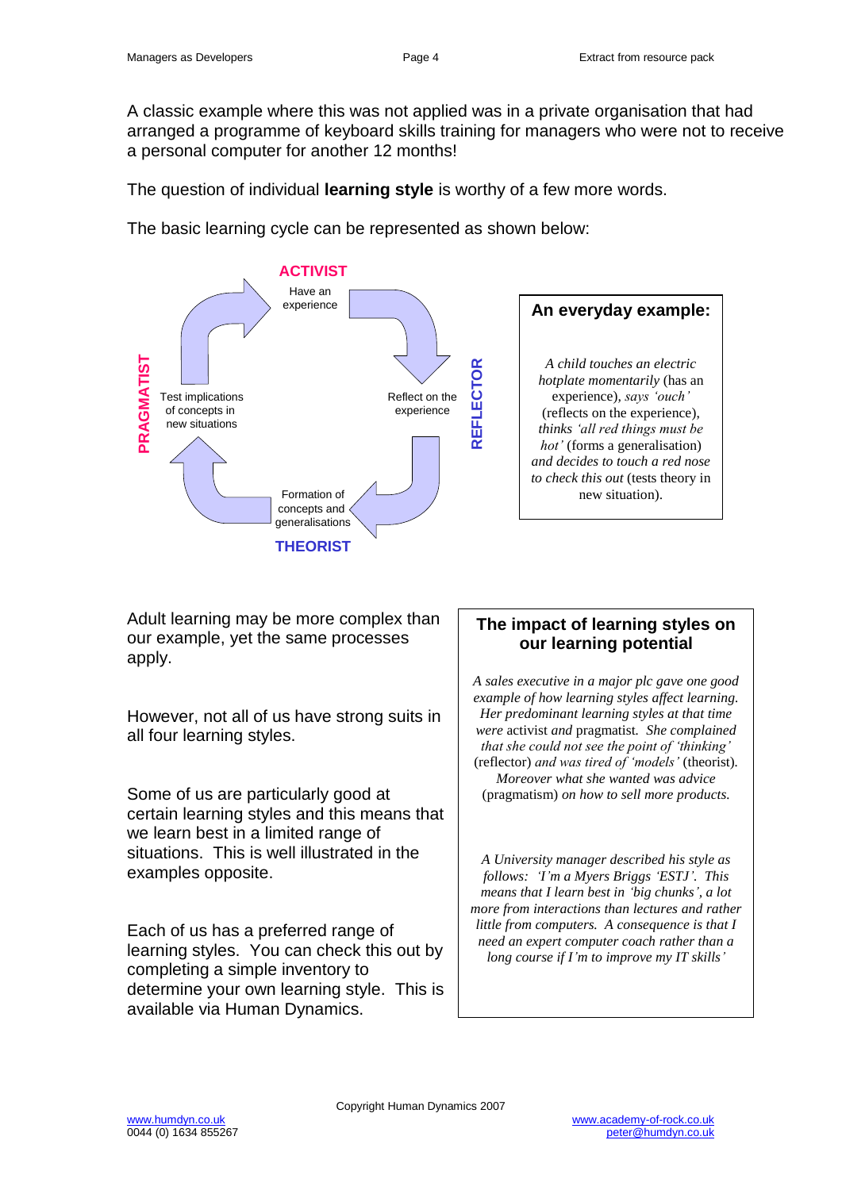A classic example where this was not applied was in a private organisation that had arranged a programme of keyboard skills training for managers who were not to receive a personal computer for another 12 months!

The question of individual **learning style** is worthy of a few more words.

The basic learning cycle can be represented as shown below:

**ACTIVIST**

Have an experience

**REFLECTOR**

Reflect on the experience

**THEORIST**

Formation of concepts and generalisations

**PRAGMATIST**

Test implications of concepts in new situations

### An everyday example:

*A child touches an electric hotplate momentarily* (has an experience), *says 'ouch'* (reflects on the experience), *thinks 'all red things must be hot'* (forms a generalisation) *and decides to touch a red nose to check this out* (tests theory in new situation).

Adult learning may be more complex than our example, yet the same processes apply.

However, not all of us have strong suits in all four learning styles.

Some of us are particularly good at certain learning styles and this means that we learn best in a limited range of situations. This is well illustrated in the examples opposite.

Each of us has a preferred range of learning styles. You can check this out by completing a simple inventory to determine your own learning style. This is available via Human Dynamics.

### The impact of learning styles on our learning potential

*A sales executive in a major plc gave one good example of how learning styles affect learning. Her predominant learning styles at that time were* activist *and* pragmatist. *She complained that she could not see the point of 'thinking'* (reflector) *and was tired of 'models'* (theorist). *Moreover what she wanted was advice* (pragmatism) *on how to sell more products.*

*A University manager described his style as follows: 'I'm a Myers Briggs 'ESTJ'. This means that I learn best in 'big chunks', a lot more from interactions than lectures and rather little from computers. A consequence is that I need an expert computer coach rather than a long course if I'm to improve my IT skills'*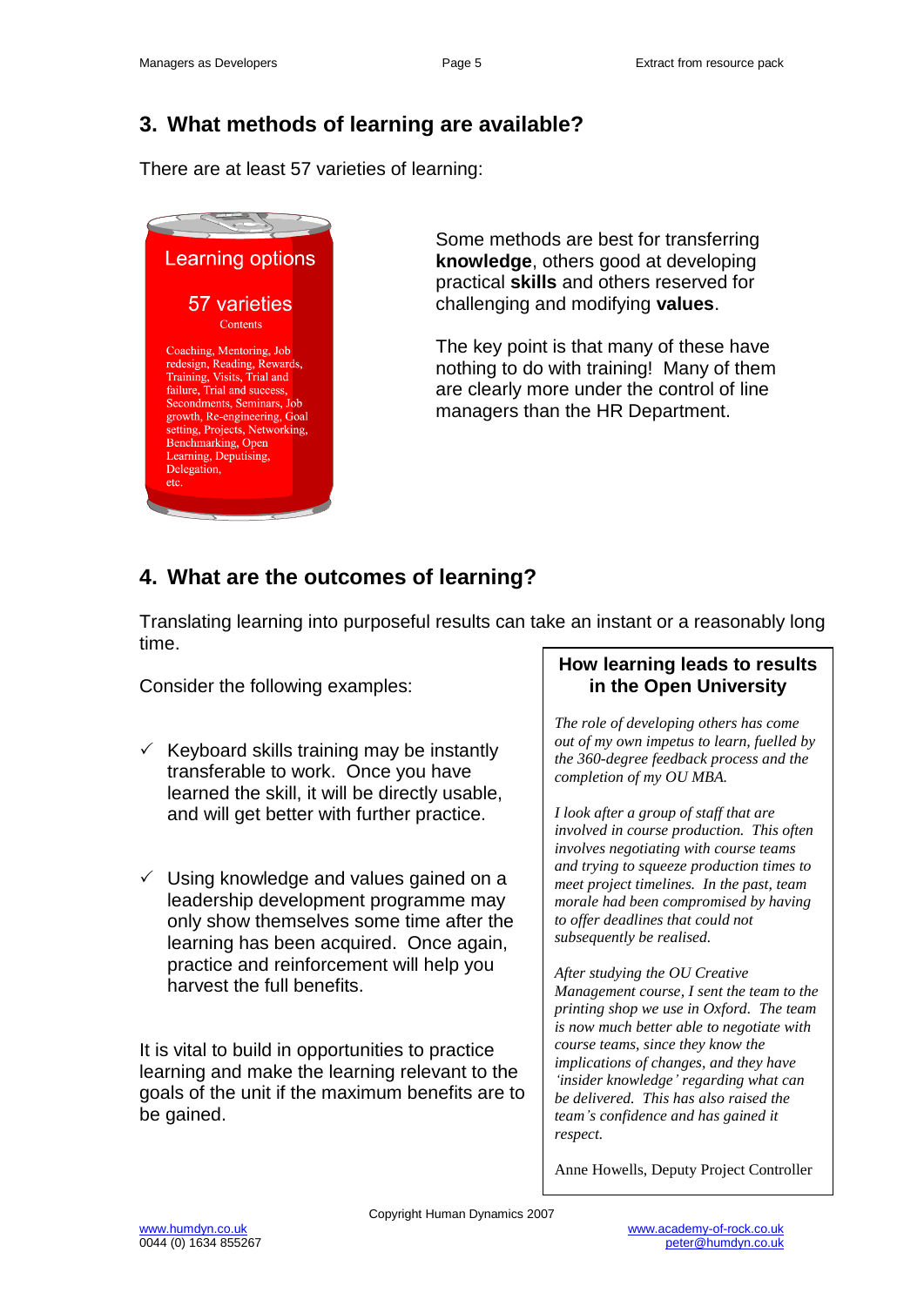## 3. What methods of learning are available?

There are at least 57 varieties of learning:

Learning options

57 varieties

Contents

Coaching, Mentoring, Job redesign, Reading, Rewards, Training, Visits, Trial and failure, Trial and success, Secondments, Seminars, Job growth, Re-engineering, Goal setting, Projects, Networking, Benchmarking, Open Learning, Deputising, Delegation, etc.

Some methods are best for transferring **knowledge**, others good at developing practical **skills** and others reserved for challenging and modifying **values**.

The key point is that many of these have nothing to do with training! Many of them are clearly more under the control of line managers than the HR Department.

## 4. What are the outcomes of learning?

Translating learning into purposeful results can take an instant or a reasonably long time.

Consider the following examples:

- ✓ Keyboard skills training may be instantly transferable to work. Once you have learned the skill, it will be directly usable, and will get better with further practice.
- ✓ Using knowledge and values gained on a leadership development programme may only show themselves some time after the learning has been acquired. Once again, practice and reinforcement will help you harvest the full benefits.

It is vital to build in opportunities to practice learning and make the learning relevant to the goals of the unit if the maximum benefits are to be gained.

**How learning leads to results in the Open University**

*The role of developing others has come out of my own impetus to learn, fuelled by the 360-degree feedback process and the completion of my OU MBA.*

*I look after a group of staff that are involved in course production. This often involves negotiating with course teams and trying to squeeze production times to meet project timelines. In the past, team morale had been compromised by having to offer deadlines that could not subsequently be realised.*

*After studying the OU Creative Management course, I sent the team to the printing shop we use in Oxford. The team is now much better able to negotiate with course teams, since they know the implications of changes, and they have 'insider knowledge' regarding what can be delivered. This has also raised the team's confidence and has gained it respect.*

Anne Howells, Deputy Project Controller